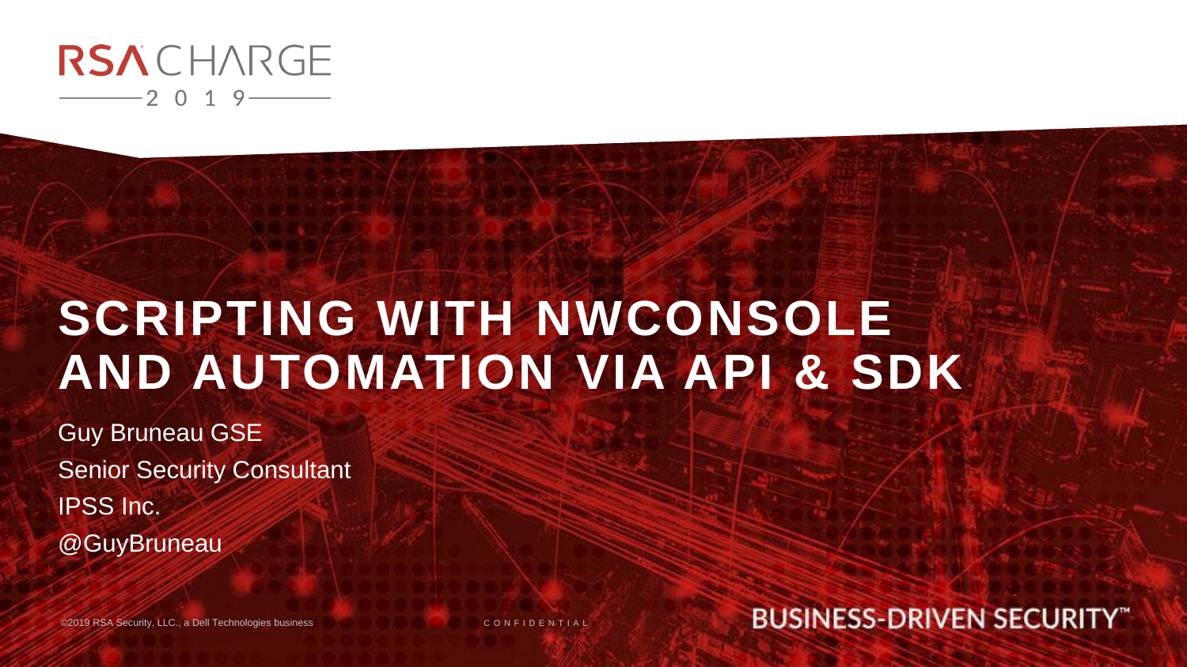RSA CHARGE 2019

# SCRIPTING WITH NWCONSOLE AND AUTOMATION VIA API & SDK

Guy Bruneau GSE

Senior Security Consultant

IPSS Inc.

@GuyBruneau

©2019 RSA Security, LLC., a Dell Technologies business

CONFIDENTIAL

BUSINESS-DRIVEN SECURITY™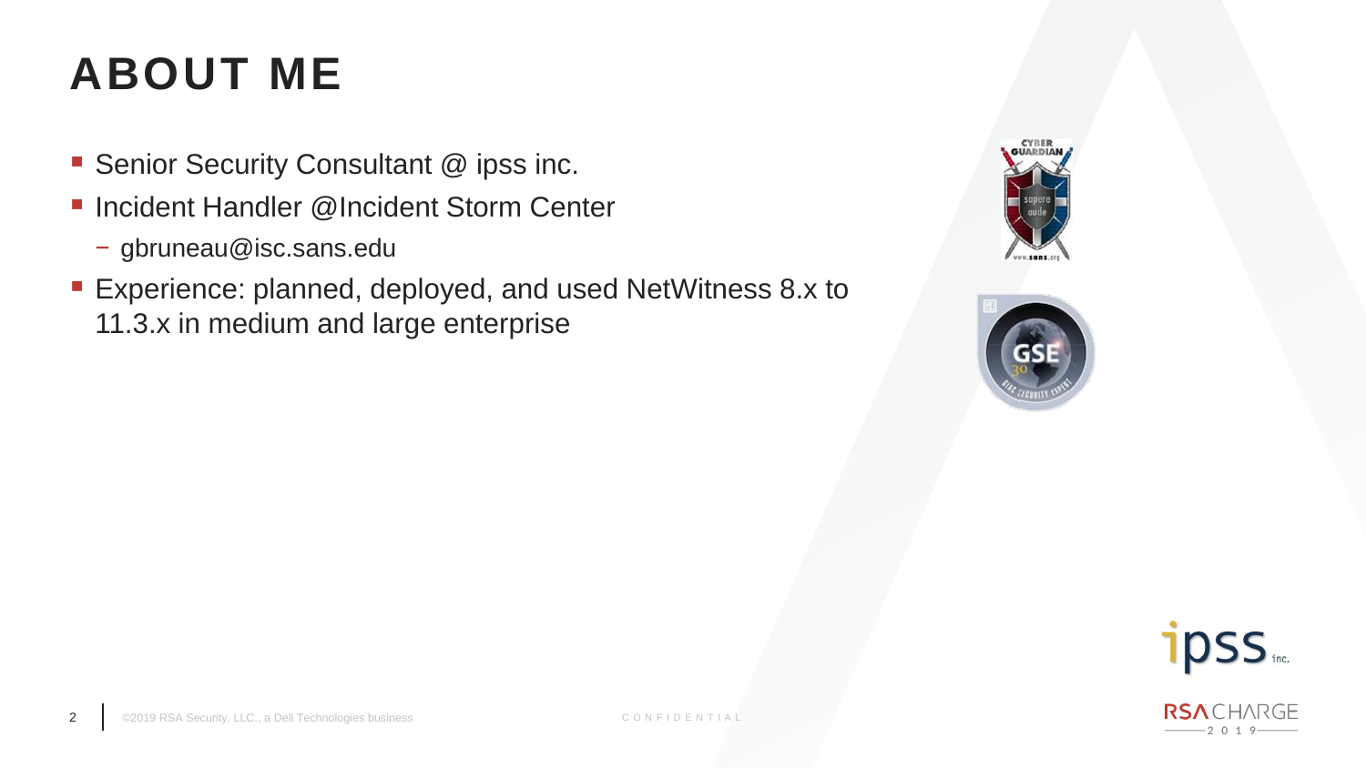# ABOUT ME

- Senior Security Consultant @ ipss inc.
- Incident Handler @Incident Storm Center
  - gbruneau@isc.sans.edu
- Experience: planned, deployed, and used NetWitness 8.x to 11.3.x in medium and large enterprise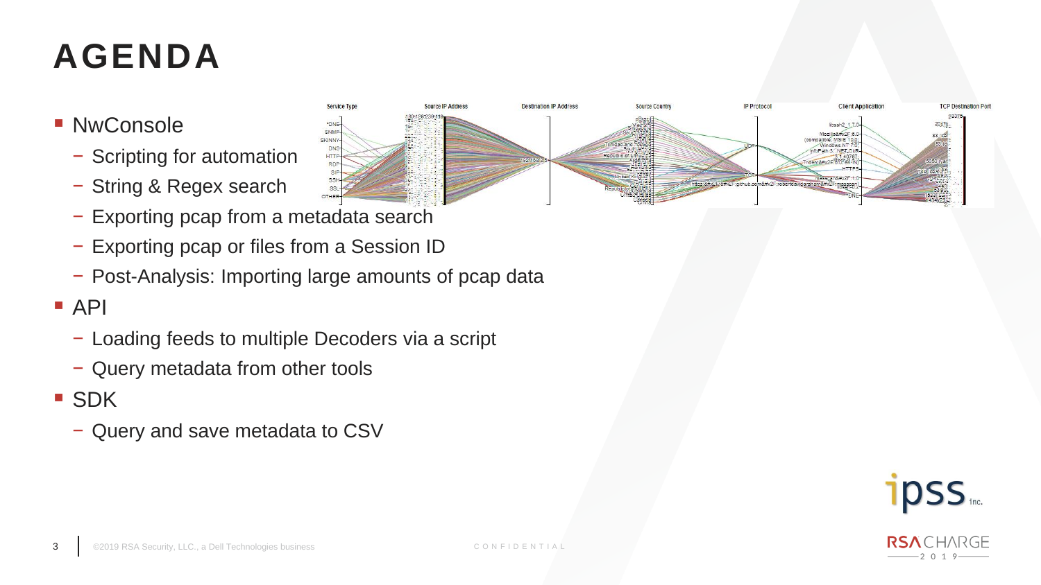# AGENDA

- NwConsole
  - Scripting for automation
  - String & Regex search
  - Exporting pcap from a metadata search
  - Exporting pcap or files from a Session ID
  - Post-Analysis: Importing large amounts of pcap data
- API
  - Loading feeds to multiple Decoders via a script
  - Query metadata from other tools
- SDK
  - Query and save metadata to CSV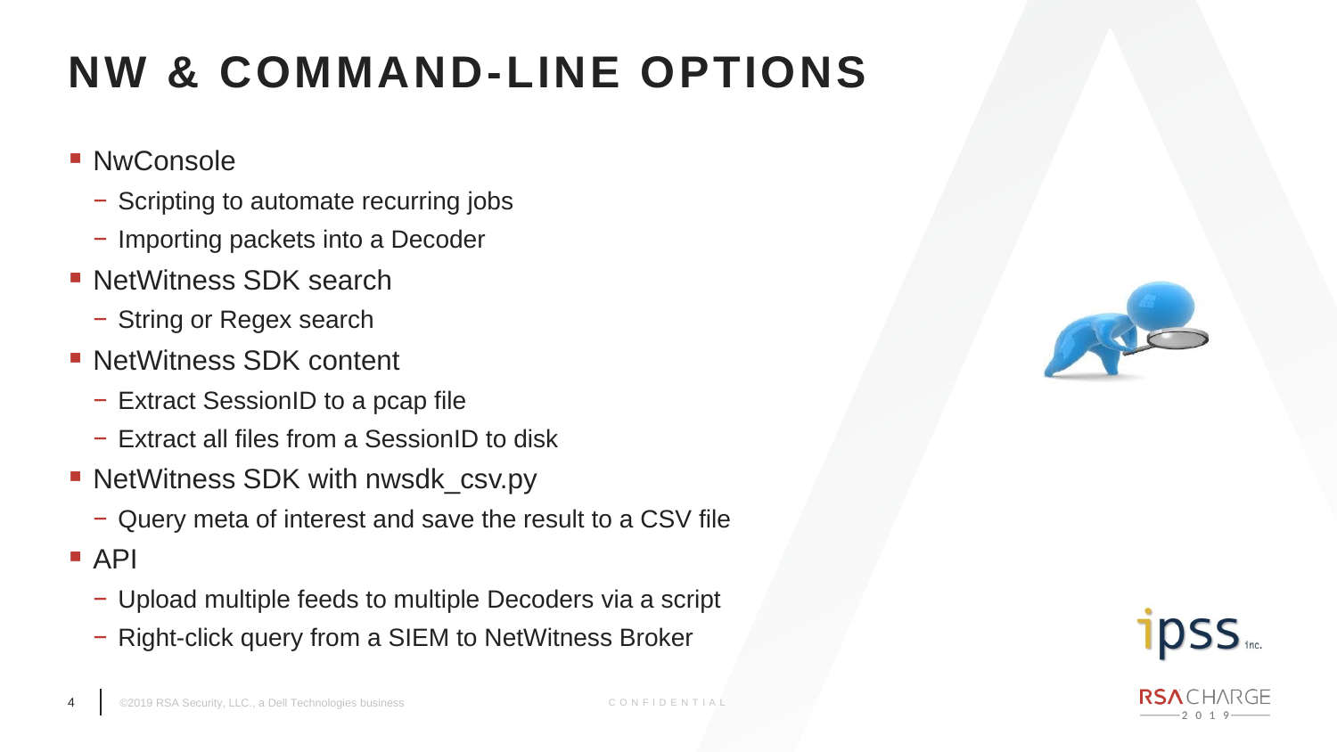# NW & COMMAND-LINE OPTIONS

- NwConsole
  - Scripting to automate recurring jobs
  - Importing packets into a Decoder
- NetWitness SDK search
  - String or Regex search
- NetWitness SDK content
  - Extract SessionID to a pcap file
  - Extract all files from a SessionID to disk
- NetWitness SDK with nwsdk_csv.py
  - Query meta of interest and save the result to a CSV file
- API
  - Upload multiple feeds to multiple Decoders via a script
  - Right-click query from a SIEM to NetWitness Broker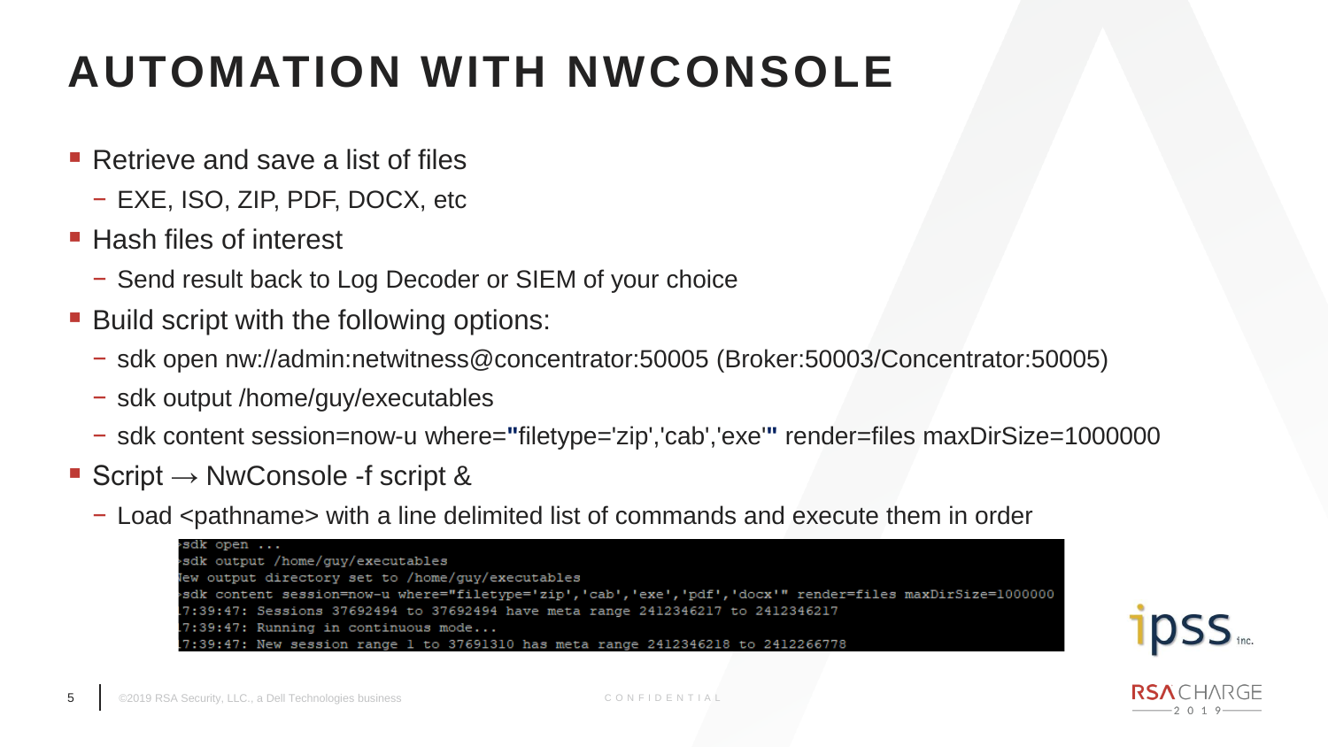# AUTOMATION WITH NWCONSOLE

- Retrieve and save a list of files
  - EXE, ISO, ZIP, PDF, DOCX, etc
- Hash files of interest
  - Send result back to Log Decoder or SIEM of your choice
- Build script with the following options:
  - sdk open nw://admin:netwitness@concentrator:50005 (Broker:50003/Concentrator:50005)
  - sdk output /home/guy/executables
  - sdk content session=now-u where=**"**filetype='zip','cab','exe'**"** render=files maxDirSize=1000000
- Script → NwConsole -f script &
  - Load <pathname> with a line delimited list of commands and execute them in order

```
>sdk open ...
>sdk output /home/guy/executables
New output directory set to /home/guy/executables
>sdk content session=now-u where="filetype='zip','cab','exe','pdf','docx'" render=files maxDirSize=1000000
17:39:47: Sessions 37692494 to 37692494 have meta range 2412346217 to 2412346217
17:39:47: Running in continuous mode...
17:39:47: New session range 1 to 37691310 has meta range 2412346218 to 2412266778
```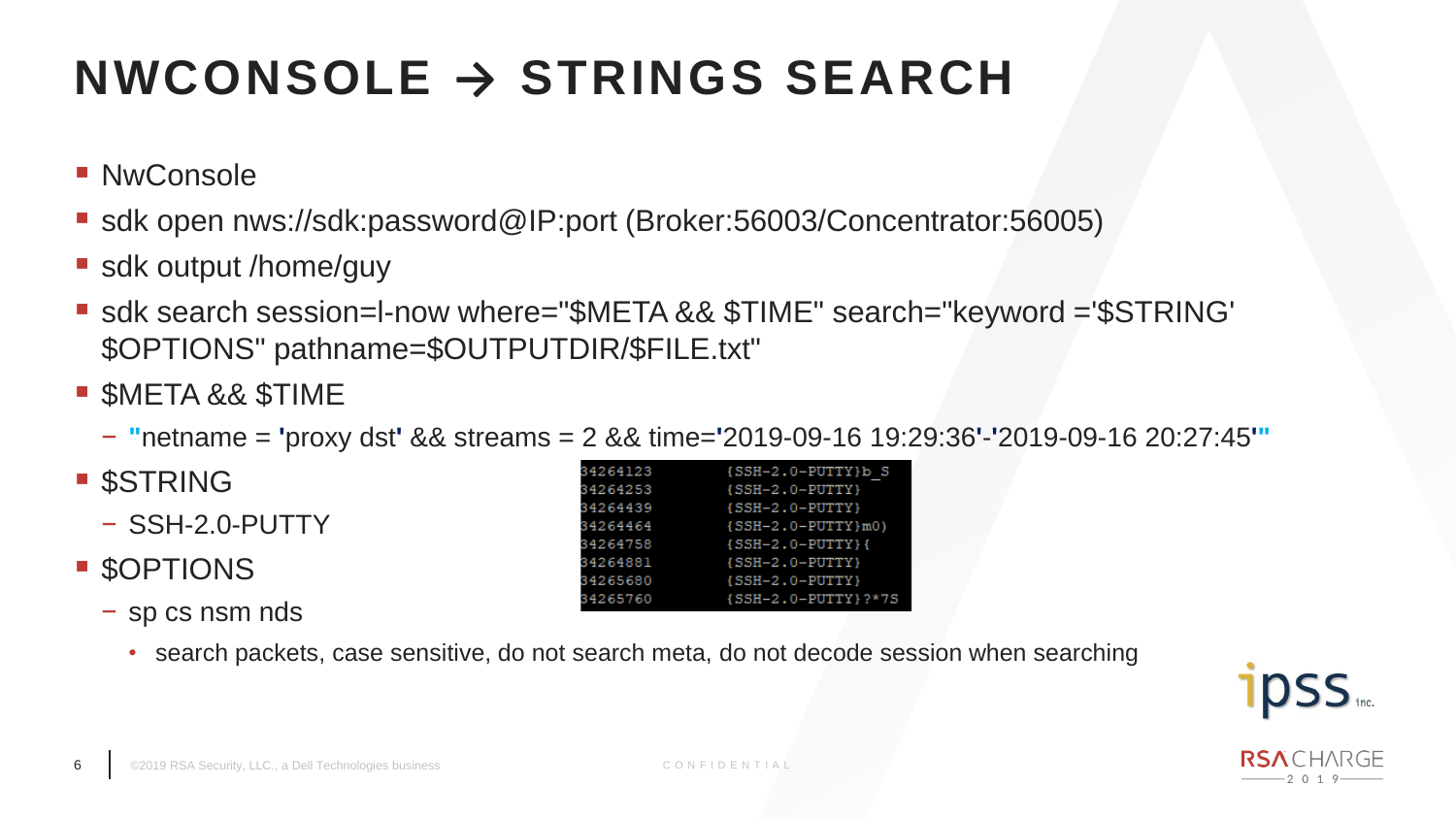# NWCONSOLE → STRINGS SEARCH

- NwConsole
- sdk open nws://sdk:password@IP:port (Broker:56003/Concentrator:56005)
- sdk output /home/guy
- sdk search session=l-now where="$META && $TIME" search="keyword ='$STRING' $OPTIONS" pathname=$OUTPUTDIR/$FILE.txt"
- $META && $TIME
  - "netname = 'proxy dst' && streams = 2 && time='2019-09-16 19:29:36'-'2019-09-16 20:27:45'"
- $STRING
  - SSH-2.0-PUTTY
- $OPTIONS
  - sp cs nsm nds
    - search packets, case sensitive, do not search meta, do not decode session when searching

```
34264123        {SSH-2.0-PUTTY}b_S
34264253        {SSH-2.0-PUTTY}
34264439        {SSH-2.0-PUTTY}
34264464        {SSH-2.0-PUTTY}m0)
34264758        {SSH-2.0-PUTTY}{
34264881        {SSH-2.0-PUTTY}
34265680        {SSH-2.0-PUTTY}
34265760        {SSH-2.0-PUTTY}?*7S
```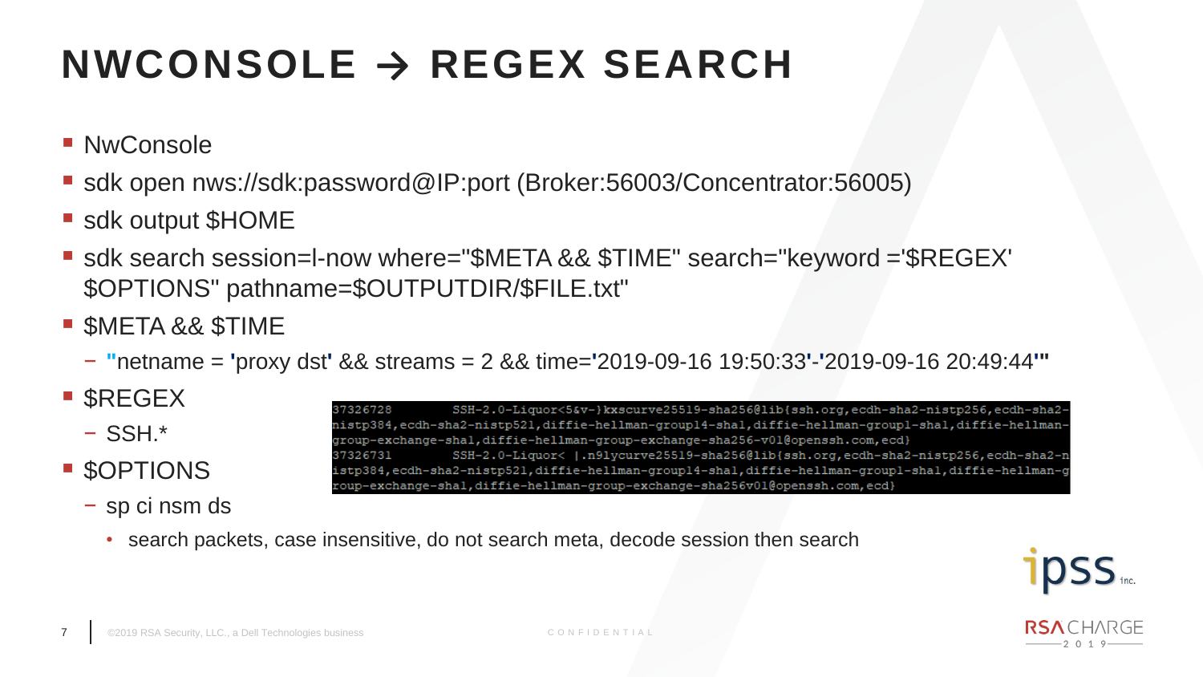# NWCONSOLE → REGEX SEARCH

- NwConsole
- sdk open nws://sdk:password@IP:port (Broker:56003/Concentrator:56005)
- sdk output $HOME
- sdk search session=l-now where="$META && $TIME" search="keyword ='$REGEX' $OPTIONS" pathname=$OUTPUTDIR/$FILE.txt"
- $META && $TIME
  - "netname = 'proxy dst' && streams = 2 && time='2019-09-16 19:50:33'-'2019-09-16 20:49:44'"
- $REGEX
  - SSH.*
- $OPTIONS
  - sp ci nsm ds
    - search packets, case insensitive, do not search meta, decode session then search

```
37326728        SSH-2.0-Liquor<5&v-}kxscurve25519-sha256@lib{ssh.org,ecdh-sha2-nistp256,ecdh-sha2-
nistp384,ecdh-sha2-nistp521,diffie-hellman-group14-sha1,diffie-hellman-group1-sha1,diffie-hellman-
group-exchange-sha1,diffie-hellman-group-exchange-sha256-v01@openssh.com,ecd}
37326731        SSH-2.0-Liquor< |.n91ycurve25519-sha256@lib{ssh.org,ecdh-sha2-nistp256,ecdh-sha2-n
istp384,ecdh-sha2-nistp521,diffie-hellman-group14-sha1,diffie-hellman-group1-sha1,diffie-hellman-g
roup-exchange-sha1,diffie-hellman-group-exchange-sha256v01@openssh.com,ecd}
```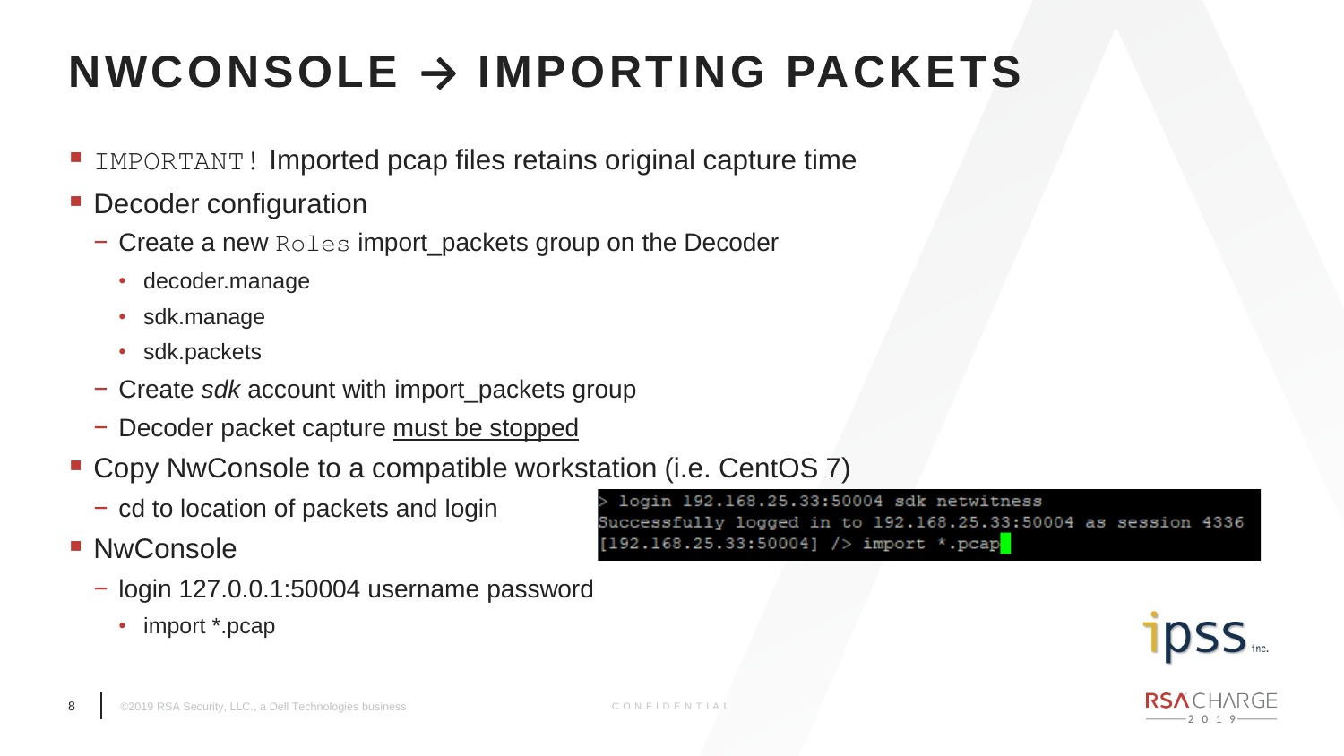# NWCONSOLE → IMPORTING PACKETS

- `IMPORTANT!` Imported pcap files retains original capture time
- Decoder configuration
  - Create a new `Roles` import_packets group on the Decoder
    - decoder.manage
    - sdk.manage
    - sdk.packets
  - Create *sdk* account with import_packets group
  - Decoder packet capture <u>must be stopped</u>
- Copy NwConsole to a compatible workstation (i.e. CentOS 7)
  - cd to location of packets and login
- NwConsole
  - login 127.0.0.1:50004 username password
    - import *.pcap

```
> login 192.168.25.33:50004 sdk netwitness
Successfully logged in to 192.168.25.33:50004 as session 4336
[192.168.25.33:50004] /> import *.pcap
```

©2019 RSA Security, LLC., a Dell Technologies business

CONFIDENTIAL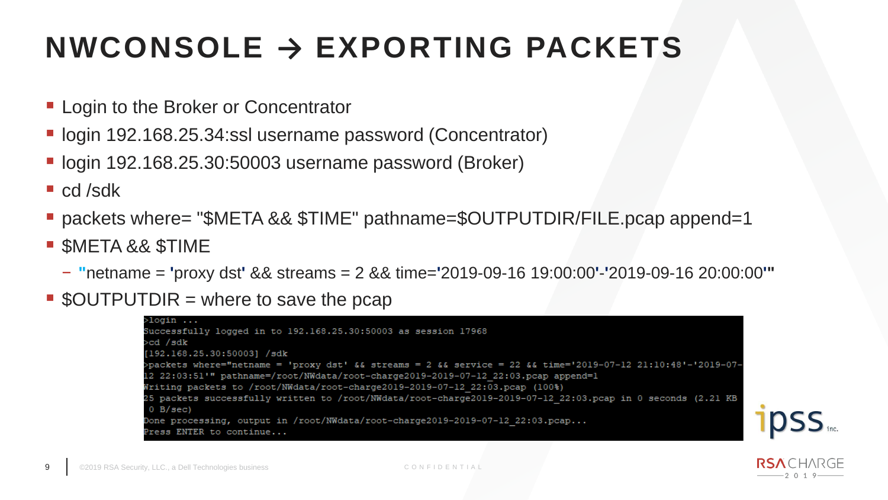# NWCONSOLE → EXPORTING PACKETS

- Login to the Broker or Concentrator
- login 192.168.25.34:ssl username password (Concentrator)
- login 192.168.25.30:50003 username password (Broker)
- cd /sdk
- packets where= "$META && $TIME" pathname=$OUTPUTDIR/FILE.pcap append=1
- $META && $TIME
  - "netname = 'proxy dst' && streams = 2 && time='2019-09-16 19:00:00'-'2019-09-16 20:00:00'"
- $OUTPUTDIR = where to save the pcap

```
>login ...
Successfully logged in to 192.168.25.30:50003 as session 17968
>cd /sdk
[192.168.25.30:50003] /sdk
>packets where="netname = 'proxy dst' && streams = 2 && service = 22 && time='2019-07-12 21:10:48'-'2019-07-
12 22:03:51'" pathname=/root/NWdata/root-charge2019-2019-07-12_22:03.pcap append=1
Writing packets to /root/NWdata/root-charge2019-2019-07-12_22:03.pcap (100%)
25 packets successfully written to /root/NWdata/root-charge2019-2019-07-12_22:03.pcap in 0 seconds (2.21 KB
 0 B/sec)
Done processing, output in /root/NWdata/root-charge2019-2019-07-12_22:03.pcap...
Press ENTER to continue...
```

©2019 RSA Security, LLC., a Dell Technologies business CONFIDENTIAL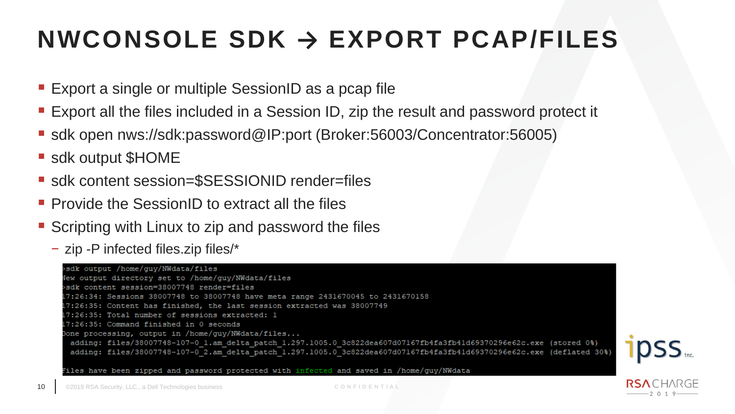# NWCONSOLE SDK → EXPORT PCAP/FILES

- Export a single or multiple SessionID as a pcap file
- Export all the files included in a Session ID, zip the result and password protect it
- sdk open nws://sdk:password@IP:port (Broker:56003/Concentrator:56005)
- sdk output $HOME
- sdk content session=$SESSIONID render=files
- Provide the SessionID to extract all the files
- Scripting with Linux to zip and password the files
  - zip -P infected files.zip files/*

```
>sdk output /home/guy/NWdata/files
New output directory set to /home/guy/NWdata/files
>sdk content session=38007748 render=files
17:26:34: Sessions 38007748 to 38007748 have meta range 2431670045 to 2431670158
17:26:35: Content has finished, the last session extracted was 38007749
17:26:35: Total number of sessions extracted: 1
17:26:35: Command finished in 0 seconds
Done processing, output in /home/guy/NWdata/files...
  adding: files/38007748-107-0_1.am_delta_patch_1.297.1005.0_3c822dea607d07167fb4fa3fb41d69370296e62c.exe (stored 0%)
  adding: files/38007748-107-0_2.am_delta_patch_1.297.1005.0_3c822dea607d07167fb4fa3fb41d69370296e62c.exe (deflated 30%)

Files have been zipped and password protected with infected and saved in /home/guy/NWdata
```

©2019 RSA Security, LLC., a Dell Technologies business CONFIDENTIAL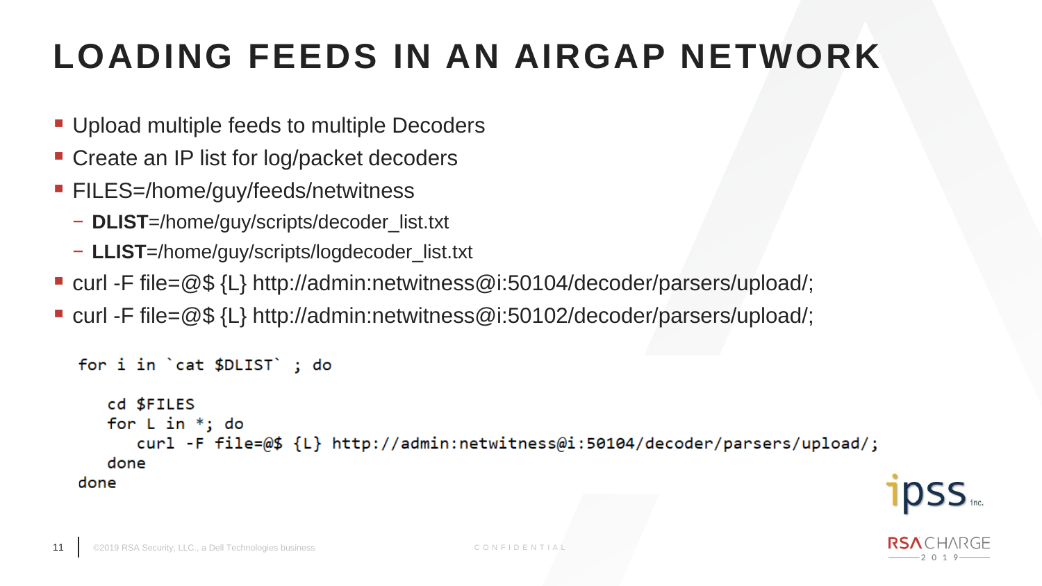# LOADING FEEDS IN AN AIRGAP NETWORK

- Upload multiple feeds to multiple Decoders
- Create an IP list for log/packet decoders
- FILES=/home/guy/feeds/netwitness
  - **DLIST**=/home/guy/scripts/decoder_list.txt
  - **LLIST**=/home/guy/scripts/logdecoder_list.txt
- curl -F file=@$ {L} http://admin:netwitness@i:50104/decoder/parsers/upload/;
- curl -F file=@$ {L} http://admin:netwitness@i:50102/decoder/parsers/upload/;

```
for i in `cat $DLIST` ; do

   cd $FILES
   for L in *; do
      curl -F file=@$ {L} http://admin:netwitness@i:50104/decoder/parsers/upload/;
   done
done
```

©2019 RSA Security, LLC., a Dell Technologies business CONFIDENTIAL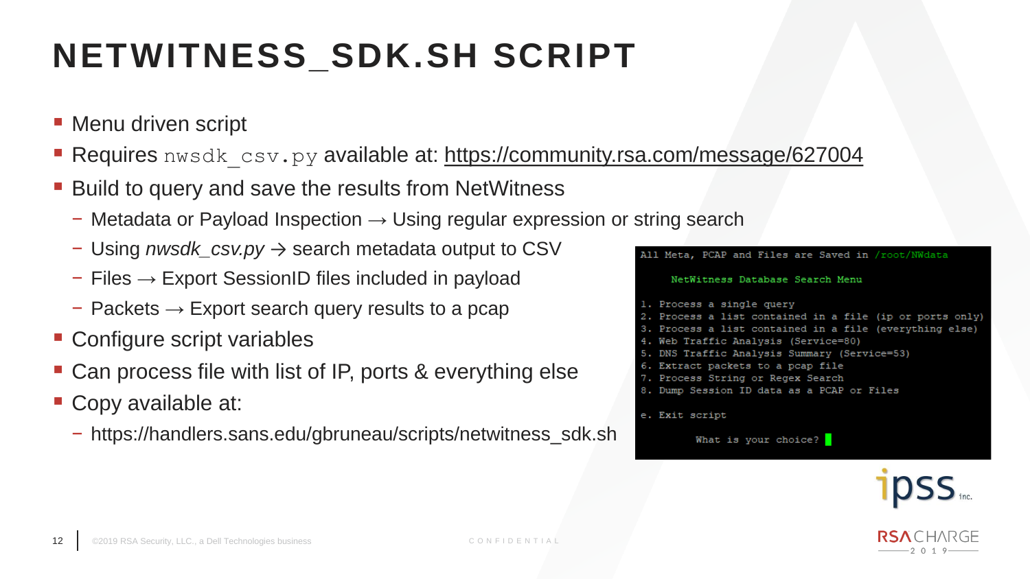# NETWITNESS_SDK.SH SCRIPT

- Menu driven script
- Requires `nwsdk_csv.py` available at: https://community.rsa.com/message/627004
- Build to query and save the results from NetWitness
  - Metadata or Payload Inspection → Using regular expression or string search
  - Using *nwsdk_csv.py* → search metadata output to CSV
  - Files → Export SessionID files included in payload
  - Packets → Export search query results to a pcap
- Configure script variables
- Can process file with list of IP, ports & everything else
- Copy available at:
  - https://handlers.sans.edu/gbruneau/scripts/netwitness_sdk.sh

```
All Meta, PCAP and Files are Saved in /root/NWdata

     NetWitness Database Search Menu

1. Process a single query
2. Process a list contained in a file (ip or ports only)
3. Process a list contained in a file (everything else)
4. Web Traffic Analysis (Service=80)
5. DNS Traffic Analysis Summary (Service=53)
6. Extract packets to a pcap file
7. Process String or Regex Search
8. Dump Session ID data as a PCAP or Files

e. Exit script

         What is your choice?
```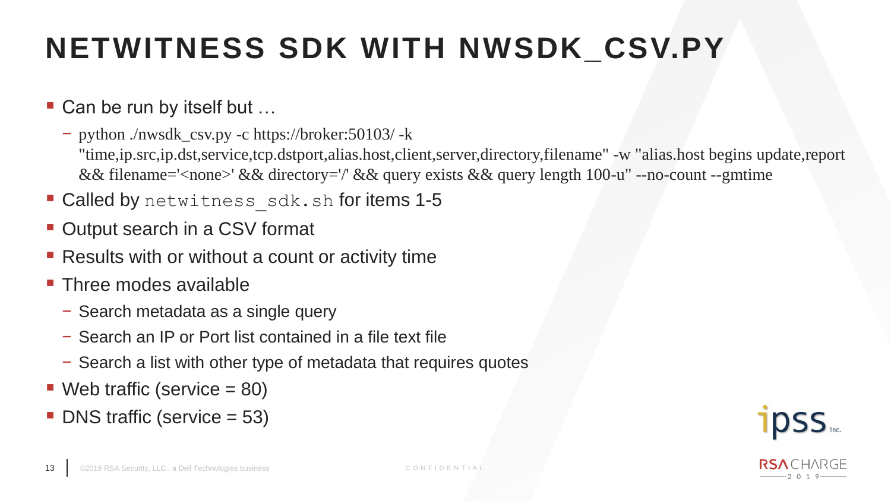# NETWITNESS SDK WITH NWSDK_CSV.PY

- Can be run by itself but …
  - python ./nwsdk_csv.py -c https://broker:50103/ -k "time,ip.src,ip.dst,service,tcp.dstport,alias.host,client,server,directory,filename" -w "alias.host begins update,report && filename='<none>' && directory='/' && query exists && query length 100-u" --no-count --gmtime
- Called by `netwitness_sdk.sh` for items 1-5
- Output search in a CSV format
- Results with or without a count or activity time
- Three modes available
  - Search metadata as a single query
  - Search an IP or Port list contained in a file text file
  - Search a list with other type of metadata that requires quotes
- Web traffic (service = 80)
- DNS traffic (service = 53)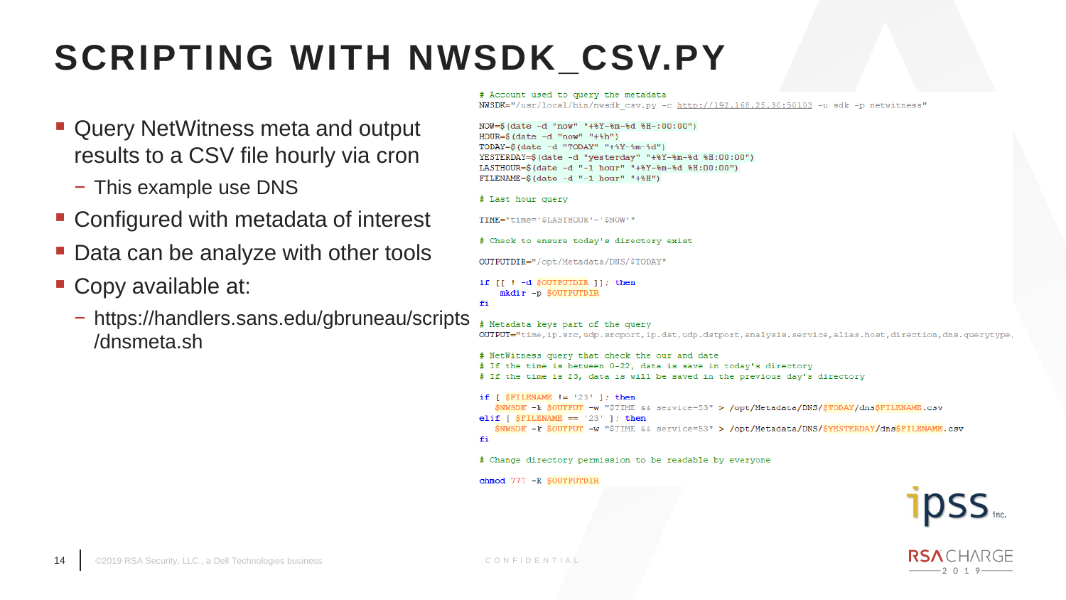# SCRIPTING WITH NWSDK_CSV.PY

- Query NetWitness meta and output results to a CSV file hourly via cron
  - This example use DNS
- Configured with metadata of interest
- Data can be analyze with other tools
- Copy available at:
  - https://handlers.sans.edu/gbruneau/scripts/dnsmeta.sh

```
# Account used to query the metadata
NWSDK="/usr/local/bin/nwsdk_csv.py -c http://192.168.25.30:50103 -u sdk -p netwitness"

NOW=$(date -d "now" "+%Y-%m-%d %H-:00:00")
HOUR=$(date -d "now" "+%h")
TODAY=$(date -d "TODAY" "+%Y-%m-%d")
YESTERDAY=$(date -d "yesterday" "+%Y-%m-%d %H:00:00")
LASTHOUR=$(date -d "-1 hour" "+%Y-%m-%d %H:00:00")
FILENAME=$(date -d "-1 hour" "+%H")

# Last hour query

TIME="time='$LASTHOUR'-'$NOW'"

# Check to ensure today's directory exist

OUTPUTDIR="/opt/Metadata/DNS/$TODAY"

if [[ ! -d $OUTPUTDIR ]]; then
    mkdir -p $OUTPUTDIR
fi

# Metadata keys part of the query
OUTPUT="time,ip.src,udp.srcport,ip.dst,udp.dstport,analysis.service,alias.host,direction,dns.querytype,

# NetWitness query that check the our and date
# If the time is between 0-22, data is save in today's directory
# If the time is 23, data is will be saved in the previous day's directory

if [ $FILENAME != '23' ]; then
   $NWSDK -k $OUTPUT -w "$TIME && service=53" > /opt/Metadata/DNS/$TODAY/dns$FILENAME.csv
elif [ $FILENAME == '23' ]; then
   $NWSDK -k $OUTPUT -w "$TIME && service=53" > /opt/Metadata/DNS/$YESTERDAY/dns$FILENAME.csv
fi

# Change directory permission to be readable by everyone

chmod 777 -R $OUTPUTDIR
```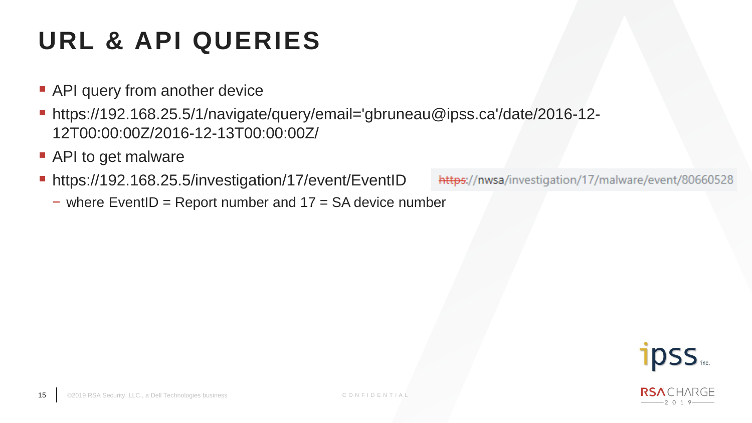# URL & API QUERIES

- API query from another device
- https://192.168.25.5/1/navigate/query/email='gbruneau@ipss.ca'/date/2016-12-12T00:00:00Z/2016-12-13T00:00:00Z/
- API to get malware
- https://192.168.25.5/investigation/17/event/EventID
  - where EventID = Report number and 17 = SA device number

https://nwsa/investigation/17/malware/event/80660528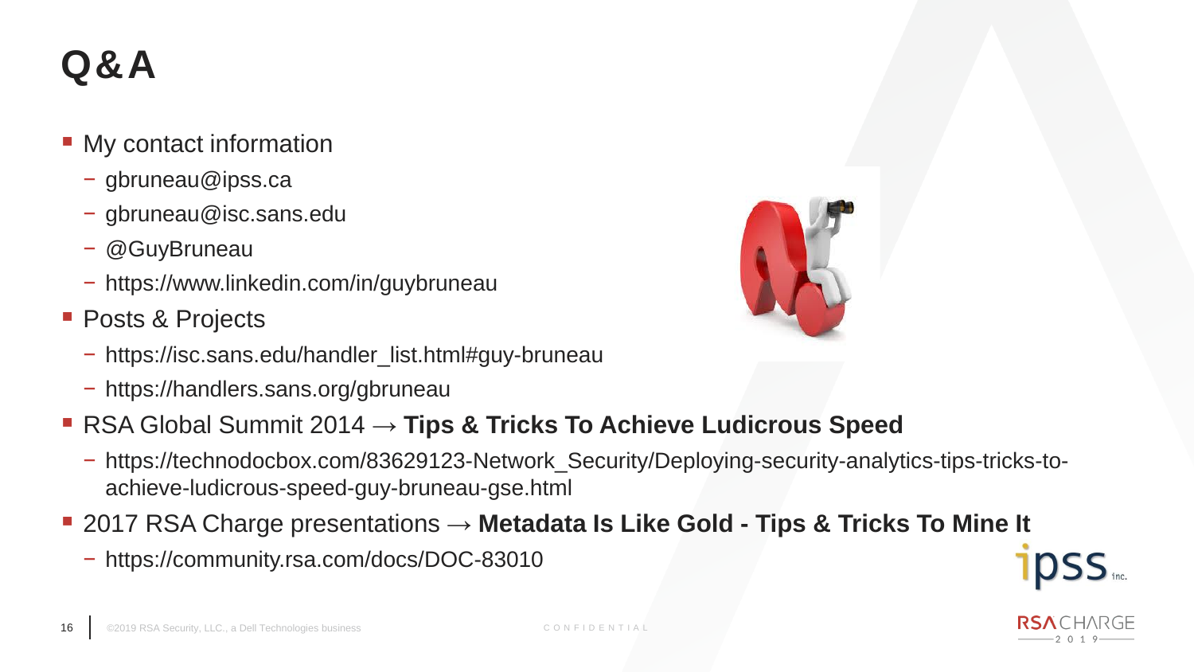# Q&A

- My contact information
  - gbruneau@ipss.ca
  - gbruneau@isc.sans.edu
  - @GuyBruneau
  - https://www.linkedin.com/in/guybruneau
- Posts & Projects
  - https://isc.sans.edu/handler_list.html#guy-bruneau
  - https://handlers.sans.org/gbruneau
- RSA Global Summit 2014 → **Tips & Tricks To Achieve Ludicrous Speed**
  - https://technodocbox.com/83629123-Network_Security/Deploying-security-analytics-tips-tricks-to-achieve-ludicrous-speed-guy-bruneau-gse.html
- 2017 RSA Charge presentations → **Metadata Is Like Gold - Tips & Tricks To Mine It**
  - https://community.rsa.com/docs/DOC-83010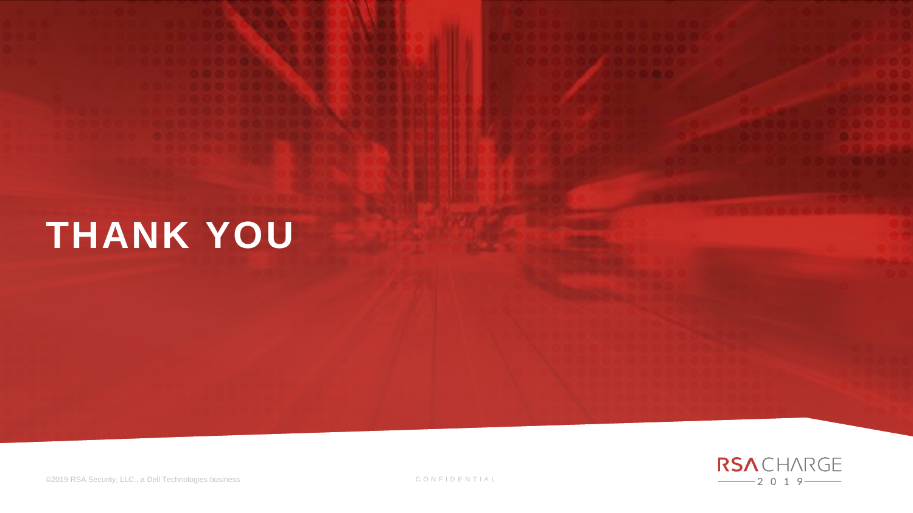# THANK YOU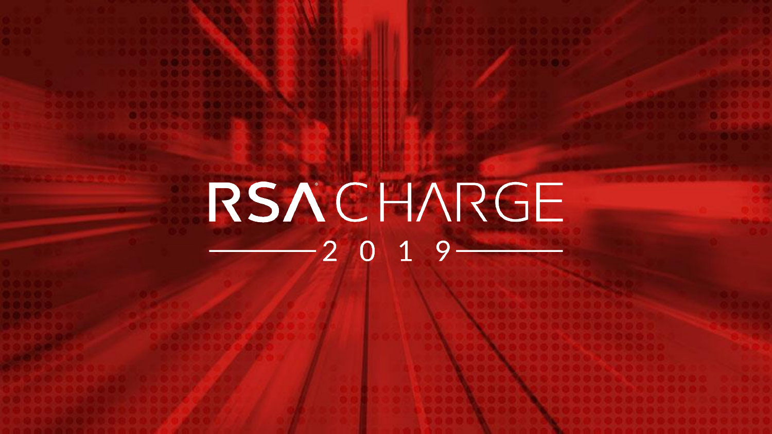RSA CHARGE

2019